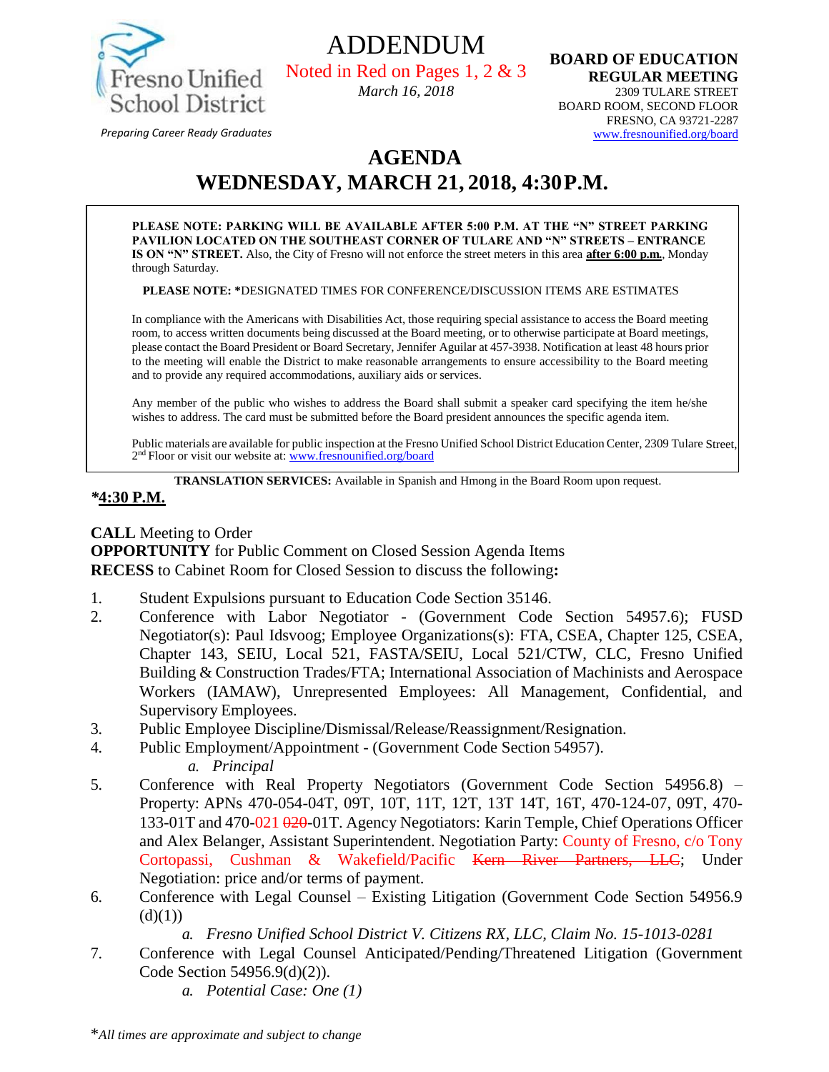Fresno Unified School District

*Preparing Career Ready Graduates*

# ADDENDUM

Noted in Red on Pages 1, 2 & 3

*March 16, 2018*

**BOARD OF EDUCATION**
**REGULAR MEETING**
2309 TULARE STREET
BOARD ROOM, SECOND FLOOR
FRESNO, CA 93721-2287
www.fresnounified.org/board

# AGENDA
## WEDNESDAY, MARCH 21, 2018, 4:30 P.M.

**PLEASE NOTE: PARKING WILL BE AVAILABLE AFTER 5:00 P.M. AT THE "N" STREET PARKING PAVILION LOCATED ON THE SOUTHEAST CORNER OF TULARE AND "N" STREETS – ENTRANCE IS ON "N" STREET.** Also, the City of Fresno will not enforce the street meters in this area **after 6:00 p.m.**, Monday through Saturday.

**PLEASE NOTE: ***DESIGNATED TIMES FOR CONFERENCE/DISCUSSION ITEMS ARE ESTIMATES

In compliance with the Americans with Disabilities Act, those requiring special assistance to access the Board meeting room, to access written documents being discussed at the Board meeting, or to otherwise participate at Board meetings, please contact the Board President or Board Secretary, Jennifer Aguilar at 457-3938. Notification at least 48 hours prior to the meeting will enable the District to make reasonable arrangements to ensure accessibility to the Board meeting and to provide any required accommodations, auxiliary aids or services.

Any member of the public who wishes to address the Board shall submit a speaker card specifying the item he/she wishes to address. The card must be submitted before the Board president announces the specific agenda item.

Public materials are available for public inspection at the Fresno Unified School District Education Center, 2309 Tulare Street, 2nd Floor or visit our website at: www.fresnounified.org/board

**TRANSLATION SERVICES:** Available in Spanish and Hmong in the Board Room upon request.

**\*4:30 P.M.**

**CALL** Meeting to Order
**OPPORTUNITY** for Public Comment on Closed Session Agenda Items
**RECESS** to Cabinet Room for Closed Session to discuss the following**:**

1. Student Expulsions pursuant to Education Code Section 35146.
2. Conference with Labor Negotiator - (Government Code Section 54957.6); FUSD Negotiator(s): Paul Idsvoog; Employee Organizations(s): FTA, CSEA, Chapter 125, CSEA, Chapter 143, SEIU, Local 521, FASTA/SEIU, Local 521/CTW, CLC, Fresno Unified Building & Construction Trades/FTA; International Association of Machinists and Aerospace Workers (IAMAW), Unrepresented Employees: All Management, Confidential, and Supervisory Employees.
3. Public Employee Discipline/Dismissal/Release/Reassignment/Resignation.
4. Public Employment/Appointment - (Government Code Section 54957).
   *a. Principal*
5. Conference with Real Property Negotiators (Government Code Section 54956.8) – Property: APNs 470-054-04T, 09T, 10T, 11T, 12T, 13T 14T, 16T, 470-124-07, 09T, 470-133-01T and 470-021 ~~020~~-01T. Agency Negotiators: Karin Temple, Chief Operations Officer and Alex Belanger, Assistant Superintendent. Negotiation Party: County of Fresno, c/o Tony Cortopassi, Cushman & Wakefield/Pacific ~~Kern River Partners, LLC~~; Under Negotiation: price and/or terms of payment.
6. Conference with Legal Counsel – Existing Litigation (Government Code Section 54956.9 (d)(1))
   *a. Fresno Unified School District V. Citizens RX, LLC, Claim No. 15-1013-0281*
7. Conference with Legal Counsel Anticipated/Pending/Threatened Litigation (Government Code Section 54956.9(d)(2)).
   *a. Potential Case: One (1)*

\**All times are approximate and subject to change*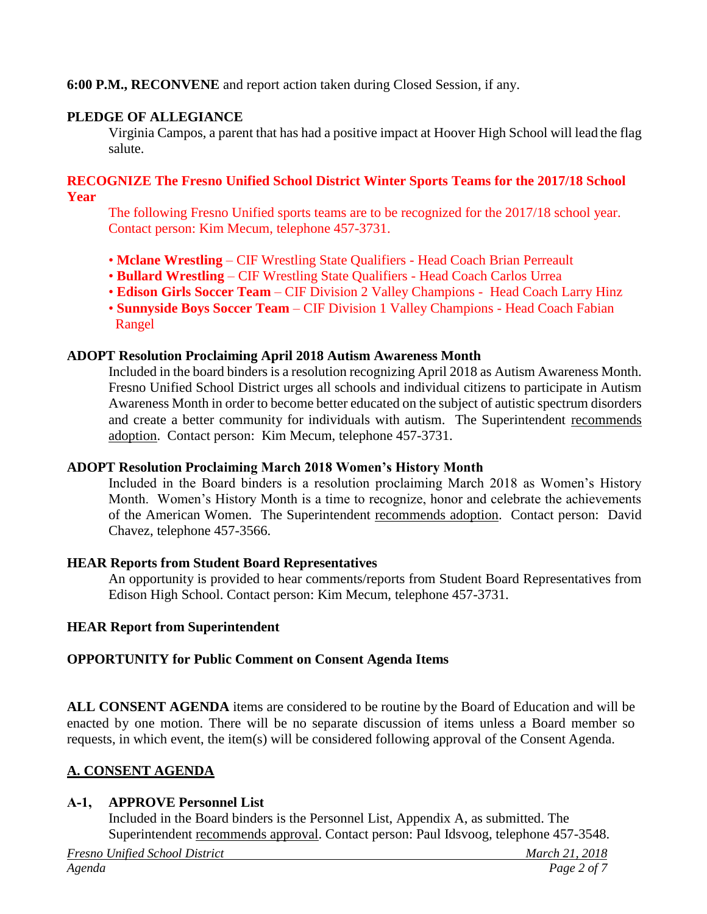**6:00 P.M., RECONVENE** and report action taken during Closed Session, if any.

**PLEDGE OF ALLEGIANCE**

Virginia Campos, a parent that has had a positive impact at Hoover High School will lead the flag salute.

**RECOGNIZE The Fresno Unified School District Winter Sports Teams for the 2017/18 School Year**

The following Fresno Unified sports teams are to be recognized for the 2017/18 school year. Contact person: Kim Mecum, telephone 457-3731.

- **Mclane Wrestling** – CIF Wrestling State Qualifiers - Head Coach Brian Perreault
- **Bullard Wrestling** – CIF Wrestling State Qualifiers - Head Coach Carlos Urrea
- **Edison Girls Soccer Team** – CIF Division 2 Valley Champions - Head Coach Larry Hinz
- **Sunnyside Boys Soccer Team** – CIF Division 1 Valley Champions - Head Coach Fabian Rangel

**ADOPT Resolution Proclaiming April 2018 Autism Awareness Month**

Included in the board binders is a resolution recognizing April 2018 as Autism Awareness Month. Fresno Unified School District urges all schools and individual citizens to participate in Autism Awareness Month in order to become better educated on the subject of autistic spectrum disorders and create a better community for individuals with autism. The Superintendent recommends adoption. Contact person: Kim Mecum, telephone 457-3731.

**ADOPT Resolution Proclaiming March 2018 Women's History Month**

Included in the Board binders is a resolution proclaiming March 2018 as Women's History Month. Women's History Month is a time to recognize, honor and celebrate the achievements of the American Women. The Superintendent recommends adoption. Contact person: David Chavez, telephone 457-3566.

**HEAR Reports from Student Board Representatives**

An opportunity is provided to hear comments/reports from Student Board Representatives from Edison High School. Contact person: Kim Mecum, telephone 457-3731.

**HEAR Report from Superintendent**

**OPPORTUNITY for Public Comment on Consent Agenda Items**

**ALL CONSENT AGENDA** items are considered to be routine by the Board of Education and will be enacted by one motion. There will be no separate discussion of items unless a Board member so requests, in which event, the item(s) will be considered following approval of the Consent Agenda.

## A. CONSENT AGENDA

**A-1, APPROVE Personnel List**

Included in the Board binders is the Personnel List, Appendix A, as submitted. The Superintendent recommends approval. Contact person: Paul Idsvoog, telephone 457-3548.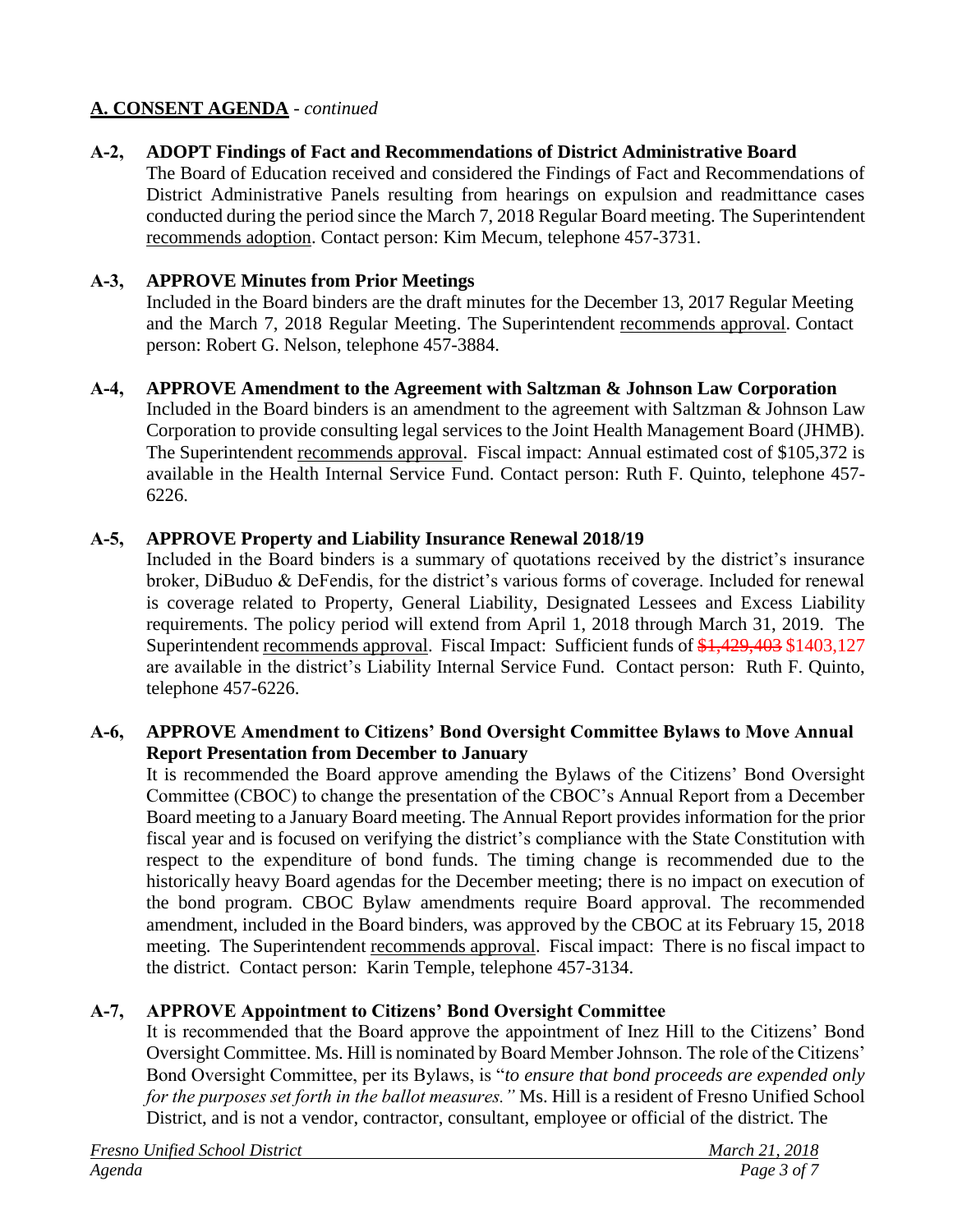## **A. CONSENT AGENDA** - *continued*

**A-2, ADOPT Findings of Fact and Recommendations of District Administrative Board**
The Board of Education received and considered the Findings of Fact and Recommendations of District Administrative Panels resulting from hearings on expulsion and readmittance cases conducted during the period since the March 7, 2018 Regular Board meeting. The Superintendent recommends adoption. Contact person: Kim Mecum, telephone 457-3731.

**A-3, APPROVE Minutes from Prior Meetings**
Included in the Board binders are the draft minutes for the December 13, 2017 Regular Meeting and the March 7, 2018 Regular Meeting. The Superintendent recommends approval. Contact person: Robert G. Nelson, telephone 457-3884.

**A-4, APPROVE Amendment to the Agreement with Saltzman & Johnson Law Corporation**
Included in the Board binders is an amendment to the agreement with Saltzman & Johnson Law Corporation to provide consulting legal services to the Joint Health Management Board (JHMB). The Superintendent recommends approval. Fiscal impact: Annual estimated cost of $105,372 is available in the Health Internal Service Fund. Contact person: Ruth F. Quinto, telephone 457-6226.

**A-5, APPROVE Property and Liability Insurance Renewal 2018/19**
Included in the Board binders is a summary of quotations received by the district's insurance broker, DiBuduo & DeFendis, for the district's various forms of coverage. Included for renewal is coverage related to Property, General Liability, Designated Lessees and Excess Liability requirements. The policy period will extend from April 1, 2018 through March 31, 2019. The Superintendent recommends approval. Fiscal Impact: Sufficient funds of ~~$1,429,403~~ $1403,127 are available in the district's Liability Internal Service Fund. Contact person: Ruth F. Quinto, telephone 457-6226.

**A-6, APPROVE Amendment to Citizens' Bond Oversight Committee Bylaws to Move Annual Report Presentation from December to January**
It is recommended the Board approve amending the Bylaws of the Citizens' Bond Oversight Committee (CBOC) to change the presentation of the CBOC's Annual Report from a December Board meeting to a January Board meeting. The Annual Report provides information for the prior fiscal year and is focused on verifying the district's compliance with the State Constitution with respect to the expenditure of bond funds. The timing change is recommended due to the historically heavy Board agendas for the December meeting; there is no impact on execution of the bond program. CBOC Bylaw amendments require Board approval. The recommended amendment, included in the Board binders, was approved by the CBOC at its February 15, 2018 meeting. The Superintendent recommends approval. Fiscal impact: There is no fiscal impact to the district. Contact person: Karin Temple, telephone 457-3134.

**A-7, APPROVE Appointment to Citizens' Bond Oversight Committee**
It is recommended that the Board approve the appointment of Inez Hill to the Citizens' Bond Oversight Committee. Ms. Hill is nominated by Board Member Johnson. The role of the Citizens' Bond Oversight Committee, per its Bylaws, is "*to ensure that bond proceeds are expended only for the purposes set forth in the ballot measures."* Ms. Hill is a resident of Fresno Unified School District, and is not a vendor, contractor, consultant, employee or official of the district. The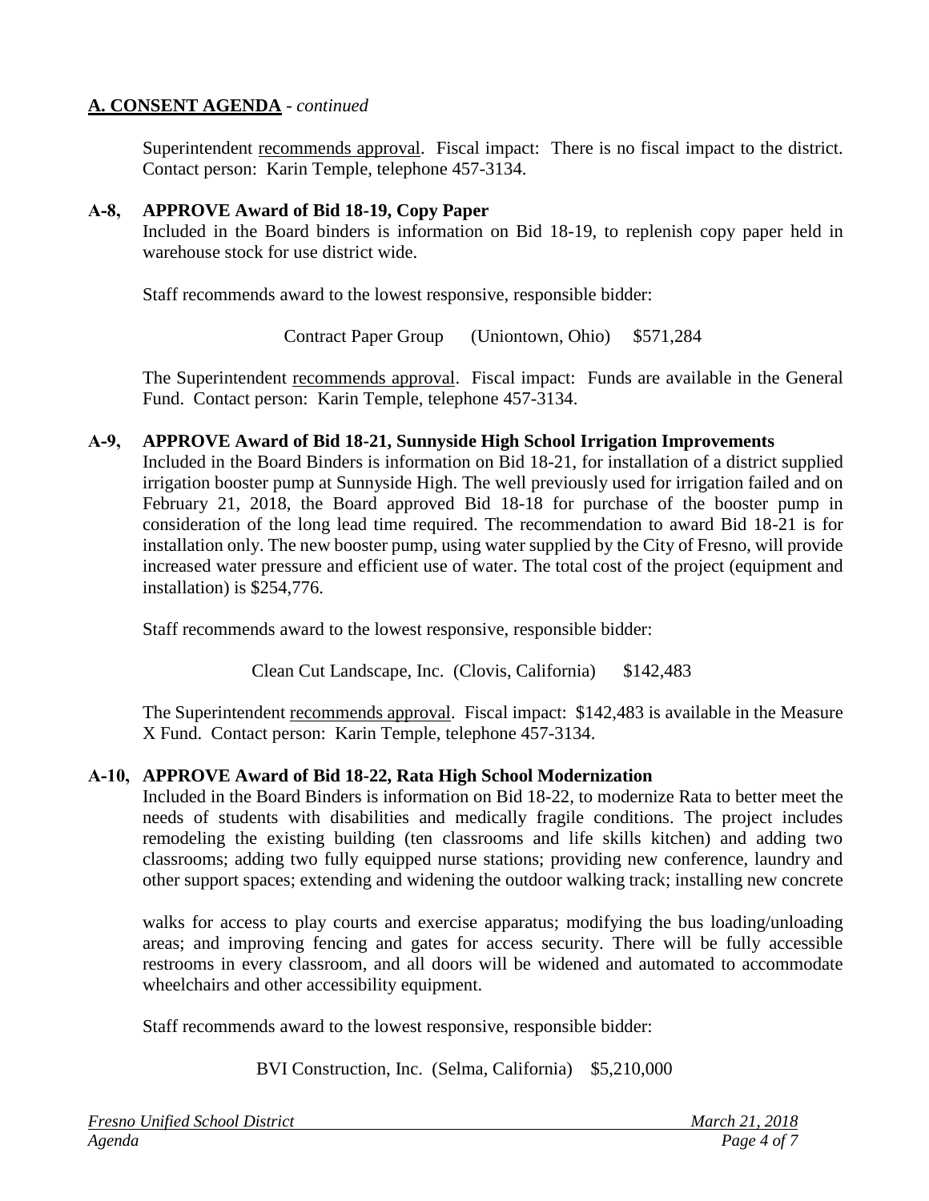## A. CONSENT AGENDA - *continued*

Superintendent recommends approval. Fiscal impact: There is no fiscal impact to the district. Contact person: Karin Temple, telephone 457-3134.

**A-8, APPROVE Award of Bid 18-19, Copy Paper**

Included in the Board binders is information on Bid 18-19, to replenish copy paper held in warehouse stock for use district wide.

Staff recommends award to the lowest responsive, responsible bidder:

Contract Paper Group (Uniontown, Ohio) $571,284

The Superintendent recommends approval. Fiscal impact: Funds are available in the General Fund. Contact person: Karin Temple, telephone 457-3134.

**A-9, APPROVE Award of Bid 18-21, Sunnyside High School Irrigation Improvements**

Included in the Board Binders is information on Bid 18-21, for installation of a district supplied irrigation booster pump at Sunnyside High. The well previously used for irrigation failed and on February 21, 2018, the Board approved Bid 18-18 for purchase of the booster pump in consideration of the long lead time required. The recommendation to award Bid 18-21 is for installation only. The new booster pump, using water supplied by the City of Fresno, will provide increased water pressure and efficient use of water. The total cost of the project (equipment and installation) is $254,776.

Staff recommends award to the lowest responsive, responsible bidder:

Clean Cut Landscape, Inc. (Clovis, California) $142,483

The Superintendent recommends approval. Fiscal impact: $142,483 is available in the Measure X Fund. Contact person: Karin Temple, telephone 457-3134.

**A-10, APPROVE Award of Bid 18-22, Rata High School Modernization**

Included in the Board Binders is information on Bid 18-22, to modernize Rata to better meet the needs of students with disabilities and medically fragile conditions. The project includes remodeling the existing building (ten classrooms and life skills kitchen) and adding two classrooms; adding two fully equipped nurse stations; providing new conference, laundry and other support spaces; extending and widening the outdoor walking track; installing new concrete walks for access to play courts and exercise apparatus; modifying the bus loading/unloading areas; and improving fencing and gates for access security. There will be fully accessible restrooms in every classroom, and all doors will be widened and automated to accommodate wheelchairs and other accessibility equipment.

Staff recommends award to the lowest responsive, responsible bidder:

BVI Construction, Inc. (Selma, California) $5,210,000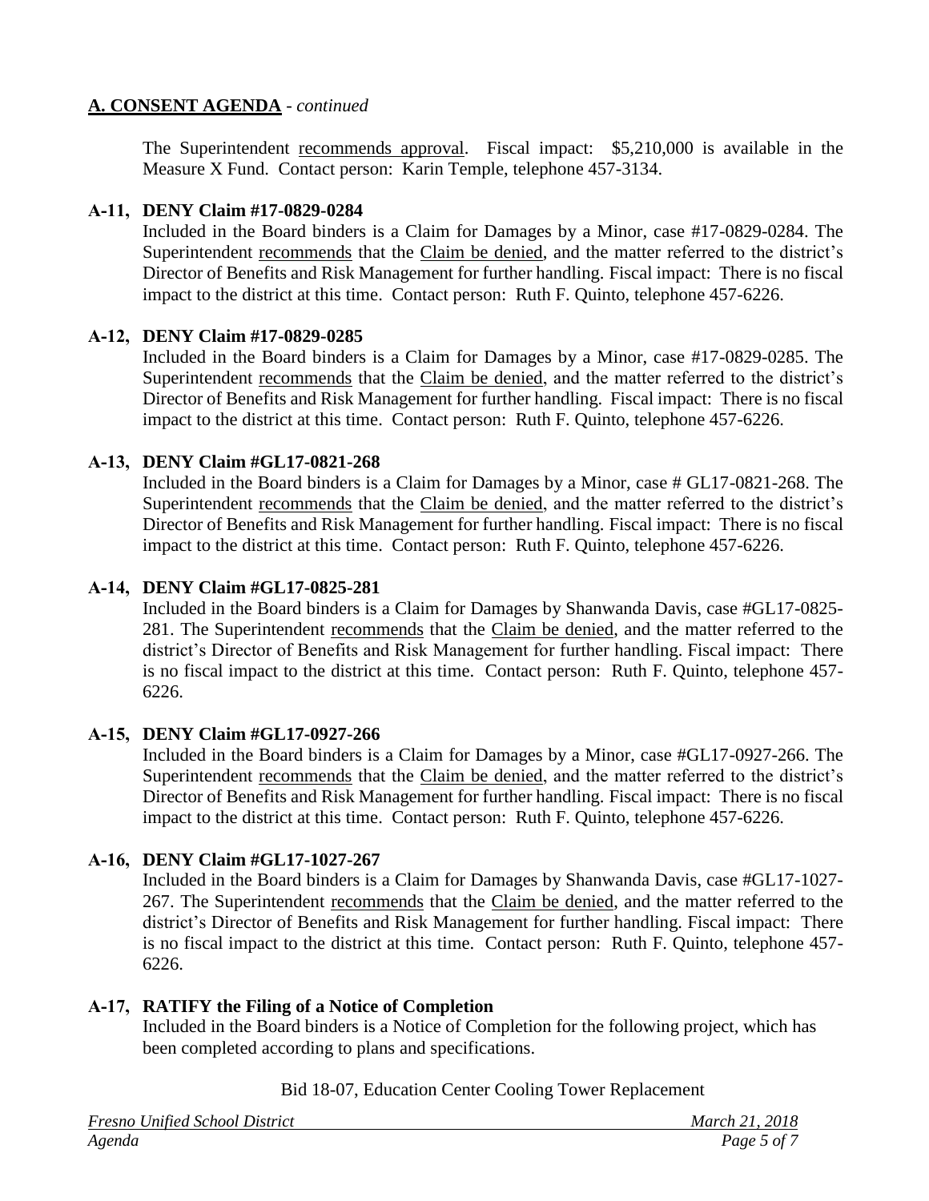## A. CONSENT AGENDA - *continued*

The Superintendent recommends approval. Fiscal impact: $5,210,000 is available in the Measure X Fund. Contact person: Karin Temple, telephone 457-3134.

**A-11, DENY Claim #17-0829-0284**

Included in the Board binders is a Claim for Damages by a Minor, case #17-0829-0284. The Superintendent recommends that the Claim be denied, and the matter referred to the district's Director of Benefits and Risk Management for further handling. Fiscal impact: There is no fiscal impact to the district at this time. Contact person: Ruth F. Quinto, telephone 457-6226.

**A-12, DENY Claim #17-0829-0285**

Included in the Board binders is a Claim for Damages by a Minor, case #17-0829-0285. The Superintendent recommends that the Claim be denied, and the matter referred to the district's Director of Benefits and Risk Management for further handling. Fiscal impact: There is no fiscal impact to the district at this time. Contact person: Ruth F. Quinto, telephone 457-6226.

**A-13, DENY Claim #GL17-0821-268**

Included in the Board binders is a Claim for Damages by a Minor, case # GL17-0821-268. The Superintendent recommends that the Claim be denied, and the matter referred to the district's Director of Benefits and Risk Management for further handling. Fiscal impact: There is no fiscal impact to the district at this time. Contact person: Ruth F. Quinto, telephone 457-6226.

**A-14, DENY Claim #GL17-0825-281**

Included in the Board binders is a Claim for Damages by Shanwanda Davis, case #GL17-0825-281. The Superintendent recommends that the Claim be denied, and the matter referred to the district's Director of Benefits and Risk Management for further handling. Fiscal impact: There is no fiscal impact to the district at this time. Contact person: Ruth F. Quinto, telephone 457-6226.

**A-15, DENY Claim #GL17-0927-266**

Included in the Board binders is a Claim for Damages by a Minor, case #GL17-0927-266. The Superintendent recommends that the Claim be denied, and the matter referred to the district's Director of Benefits and Risk Management for further handling. Fiscal impact: There is no fiscal impact to the district at this time. Contact person: Ruth F. Quinto, telephone 457-6226.

**A-16, DENY Claim #GL17-1027-267**

Included in the Board binders is a Claim for Damages by Shanwanda Davis, case #GL17-1027-267. The Superintendent recommends that the Claim be denied, and the matter referred to the district's Director of Benefits and Risk Management for further handling. Fiscal impact: There is no fiscal impact to the district at this time. Contact person: Ruth F. Quinto, telephone 457-6226.

**A-17, RATIFY the Filing of a Notice of Completion**

Included in the Board binders is a Notice of Completion for the following project, which has been completed according to plans and specifications.

Bid 18-07, Education Center Cooling Tower Replacement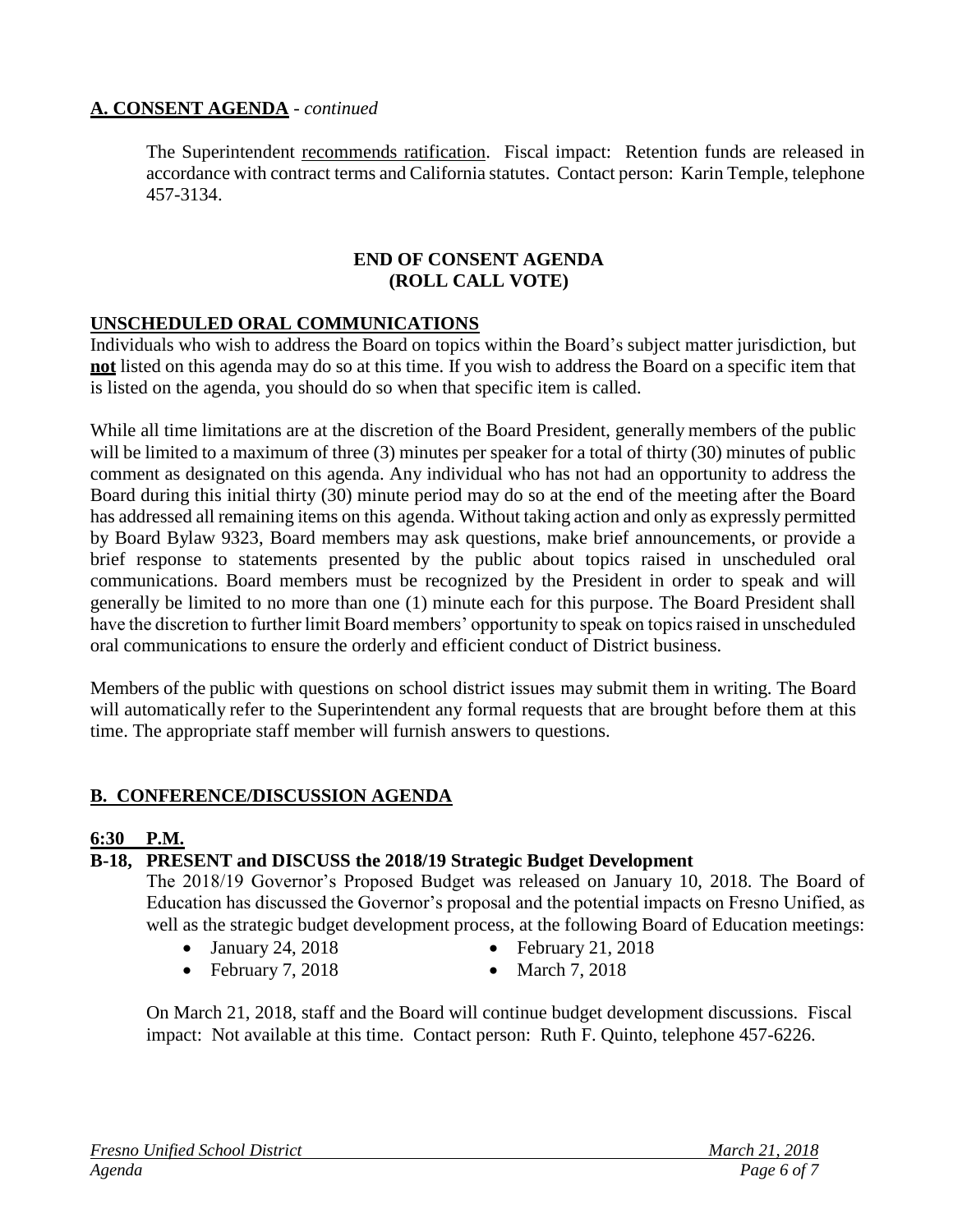## A. CONSENT AGENDA - *continued*

The Superintendent recommends ratification. Fiscal impact: Retention funds are released in accordance with contract terms and California statutes. Contact person: Karin Temple, telephone 457-3134.

**END OF CONSENT AGENDA**
**(ROLL CALL VOTE)**

## UNSCHEDULED ORAL COMMUNICATIONS

Individuals who wish to address the Board on topics within the Board's subject matter jurisdiction, but **not** listed on this agenda may do so at this time. If you wish to address the Board on a specific item that is listed on the agenda, you should do so when that specific item is called.

While all time limitations are at the discretion of the Board President, generally members of the public will be limited to a maximum of three (3) minutes per speaker for a total of thirty (30) minutes of public comment as designated on this agenda. Any individual who has not had an opportunity to address the Board during this initial thirty (30) minute period may do so at the end of the meeting after the Board has addressed all remaining items on this agenda. Without taking action and only as expressly permitted by Board Bylaw 9323, Board members may ask questions, make brief announcements, or provide a brief response to statements presented by the public about topics raised in unscheduled oral communications. Board members must be recognized by the President in order to speak and will generally be limited to no more than one (1) minute each for this purpose. The Board President shall have the discretion to further limit Board members' opportunity to speak on topics raised in unscheduled oral communications to ensure the orderly and efficient conduct of District business.

Members of the public with questions on school district issues may submit them in writing. The Board will automatically refer to the Superintendent any formal requests that are brought before them at this time. The appropriate staff member will furnish answers to questions.

## B. CONFERENCE/DISCUSSION AGENDA

### 6:30 P.M.

**B-18, PRESENT and DISCUSS the 2018/19 Strategic Budget Development**

The 2018/19 Governor's Proposed Budget was released on January 10, 2018. The Board of Education has discussed the Governor's proposal and the potential impacts on Fresno Unified, as well as the strategic budget development process, at the following Board of Education meetings:

- January 24, 2018
- February 7, 2018
- February 21, 2018
- March 7, 2018

On March 21, 2018, staff and the Board will continue budget development discussions. Fiscal impact: Not available at this time. Contact person: Ruth F. Quinto, telephone 457-6226.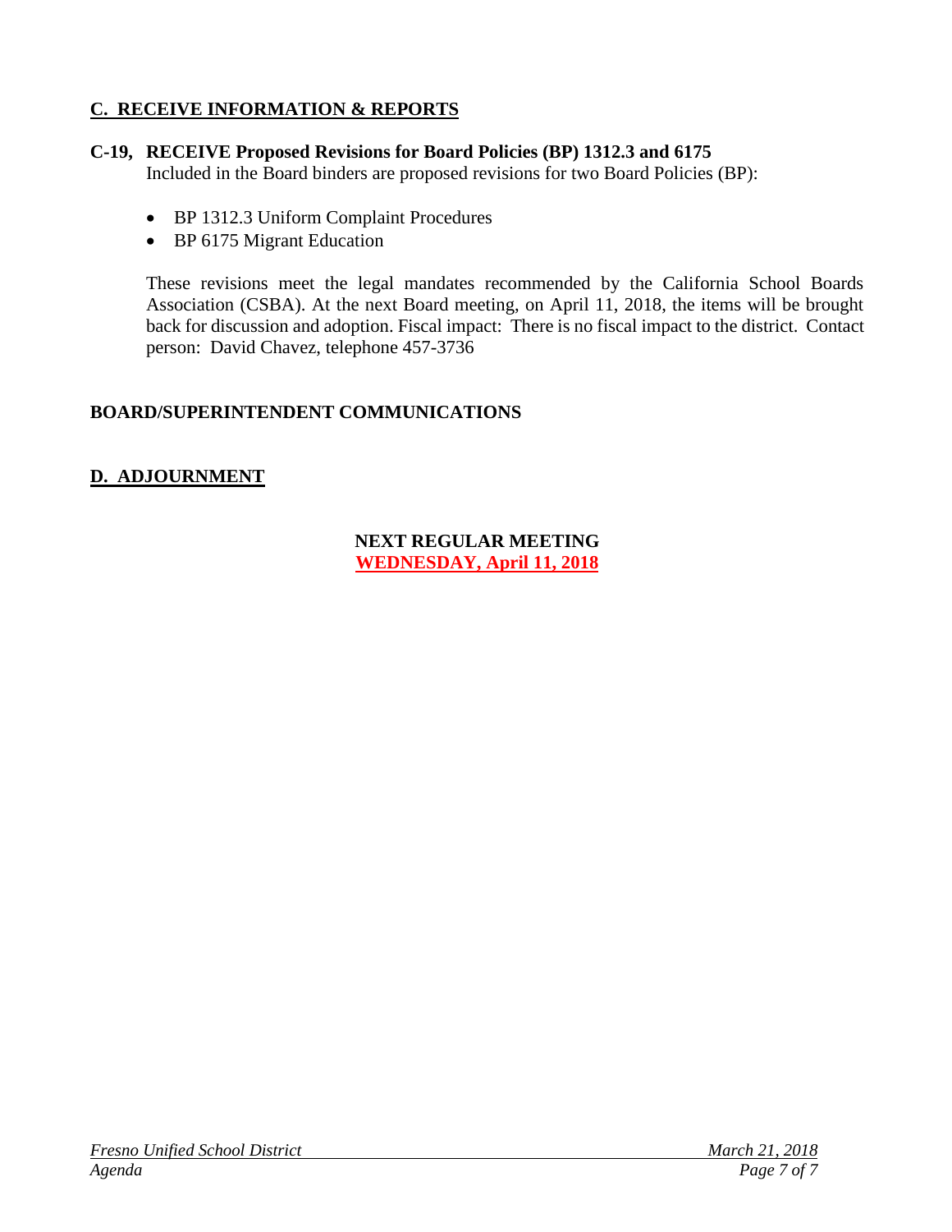## C. RECEIVE INFORMATION & REPORTS

**C-19, RECEIVE Proposed Revisions for Board Policies (BP) 1312.3 and 6175**

Included in the Board binders are proposed revisions for two Board Policies (BP):

- BP 1312.3 Uniform Complaint Procedures
- BP 6175 Migrant Education

These revisions meet the legal mandates recommended by the California School Boards Association (CSBA). At the next Board meeting, on April 11, 2018, the items will be brought back for discussion and adoption. Fiscal impact: There is no fiscal impact to the district. Contact person: David Chavez, telephone 457-3736

**BOARD/SUPERINTENDENT COMMUNICATIONS**

## D. ADJOURNMENT

**NEXT REGULAR MEETING**
**WEDNESDAY, April 11, 2018**